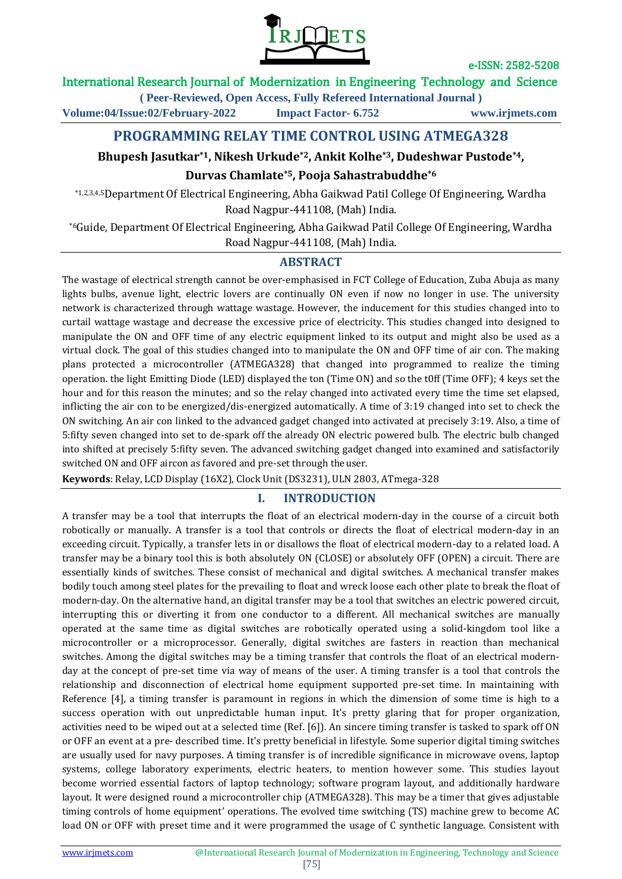# PROGRAMMING RELAY TIME CONTROL USING ATMEGA328

**Bhupesh Jasutkar*[1], Nikesh Urkude*[2], Ankit Kolhe*[3], Dudeshwar Pustode*[4], Durvas Chamlate*[5], Pooja Sahastrabuddhe*[6]**

*[1,2,3,4,5]Department Of Electrical Engineering, Abha Gaikwad Patil College Of Engineering, Wardha Road Nagpur-441108, (Mah) India.

*[6]Guide, Department Of Electrical Engineering, Abha Gaikwad Patil College Of Engineering, Wardha Road Nagpur-441108, (Mah) India.

## ABSTRACT

The wastage of electrical strength cannot be over-emphasised in FCT College of Education, Zuba Abuja as many lights bulbs, avenue light, electric lovers are continually ON even if now no longer in use. The university network is characterized through wattage wastage. However, the inducement for this studies changed into to curtail wattage wastage and decrease the excessive price of electricity. This studies changed into designed to manipulate the ON and OFF time of any electric equipment linked to its output and might also be used as a virtual clock. The goal of this studies changed into to manipulate the ON and OFF time of air con. The making plans protected a microcontroller (ATMEGA328) that changed into programmed to realize the timing operation. the light Emitting Diode (LED) displayed the ton (Time ON) and so the t0ff (Time OFF); 4 keys set the hour and for this reason the minutes; and so the relay changed into activated every time the time set elapsed, inflicting the air con to be energized/dis-energized automatically. A time of 3:19 changed into set to check the ON switching. An air con linked to the advanced gadget changed into activated at precisely 3:19. Also, a time of 5:fifty seven changed into set to de-spark off the already ON electric powered bulb. The electric bulb changed into shifted at precisely 5:fifty seven. The advanced switching gadget changed into examined and satisfactorily switched ON and OFF aircon as favored and pre-set through the user.

**Keywords**: Relay, LCD Display (16X2), Clock Unit (DS3231), ULN 2803, ATmega-328

## I. INTRODUCTION

A transfer may be a tool that interrupts the float of an electrical modern-day in the course of a circuit both robotically or manually. A transfer is a tool that controls or directs the float of electrical modern-day in an exceeding circuit. Typically, a transfer lets in or disallows the float of electrical modern-day to a related load. A transfer may be a binary tool this is both absolutely ON (CLOSE) or absolutely OFF (OPEN) a circuit. There are essentially kinds of switches. These consist of mechanical and digital switches. A mechanical transfer makes bodily touch among steel plates for the prevailing to float and wreck loose each other plate to break the float of modern-day. On the alternative hand, an digital transfer may be a tool that switches an electric powered circuit, interrupting this or diverting it from one conductor to a different. All mechanical switches are manually operated at the same time as digital switches are robotically operated using a solid-kingdom tool like a microcontroller or a microprocessor. Generally, digital switches are fasters in reaction than mechanical switches. Among the digital switches may be a timing transfer that controls the float of an electrical modern-day at the concept of pre-set time via way of means of the user. A timing transfer is a tool that controls the relationship and disconnection of electrical home equipment supported pre-set time. In maintaining with Reference [4], a timing transfer is paramount in regions in which the dimension of some time is high to a success operation with out unpredictable human input. It's pretty glaring that for proper organization, activities need to be wiped out at a selected time (Ref. [6]). An sincere timing transfer is tasked to spark off ON or OFF an event at a pre- described time. It's pretty beneficial in lifestyle. Some superior digital timing switches are usually used for navy purposes. A timing transfer is of incredible significance in microwave ovens, laptop systems, college laboratory experiments, electric heaters, to mention however some. This studies layout become worried essential factors of laptop technology; software program layout, and additionally hardware layout. It were designed round a microcontroller chip (ATMEGA328). This may be a timer that gives adjustable timing controls of home equipment' operations. The evolved time switching (TS) machine grew to become AC load ON or OFF with preset time and it were programmed the usage of C synthetic language. Consistent with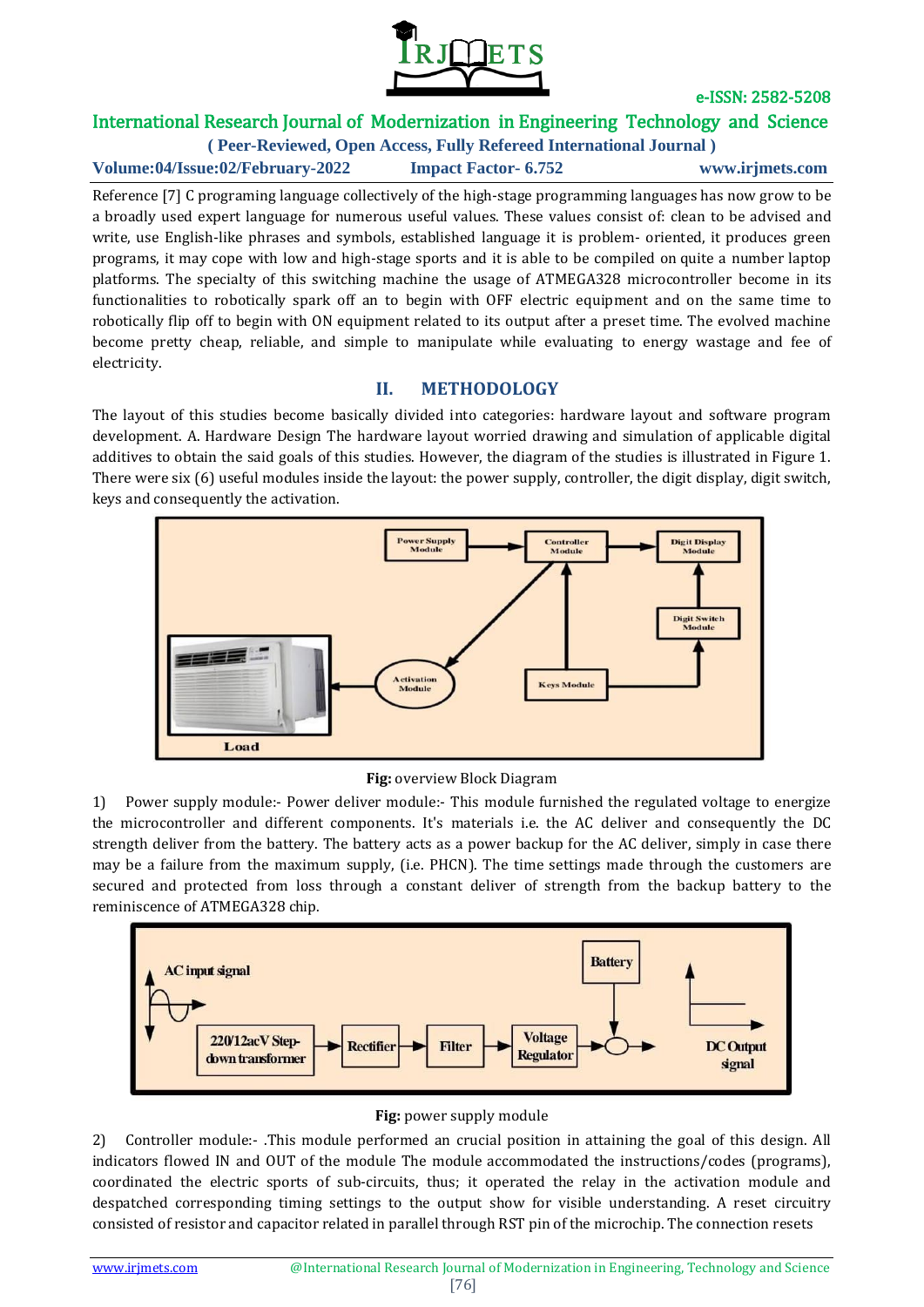Reference [7] C programing language collectively of the high-stage programming languages has now grow to be a broadly used expert language for numerous useful values. These values consist of: clean to be advised and write, use English-like phrases and symbols, established language it is problem- oriented, it produces green programs, it may cope with low and high-stage sports and it is able to be compiled on quite a number laptop platforms. The specialty of this switching machine the usage of ATMEGA328 microcontroller become in its functionalities to robotically spark off an to begin with OFF electric equipment and on the same time to robotically flip off to begin with ON equipment related to its output after a preset time. The evolved machine become pretty cheap, reliable, and simple to manipulate while evaluating to energy wastage and fee of electricity.

## II. METHODOLOGY

The layout of this studies become basically divided into categories: hardware layout and software program development. A. Hardware Design The hardware layout worried drawing and simulation of applicable digital additives to obtain the said goals of this studies. However, the diagram of the studies is illustrated in Figure 1. There were six (6) useful modules inside the layout: the power supply, controller, the digit display, digit switch, keys and consequently the activation.

**Fig:** overview Block Diagram

1) Power supply module:- Power deliver module:- This module furnished the regulated voltage to energize the microcontroller and different components. It's materials i.e. the AC deliver and consequently the DC strength deliver from the battery. The battery acts as a power backup for the AC deliver, simply in case there may be a failure from the maximum supply, (i.e. PHCN). The time settings made through the customers are secured and protected from loss through a constant deliver of strength from the backup battery to the reminiscence of ATMEGA328 chip.

**Fig:** power supply module

2) Controller module:- .This module performed an crucial position in attaining the goal of this design. All indicators flowed IN and OUT of the module The module accommodated the instructions/codes (programs), coordinated the electric sports of sub-circuits, thus; it operated the relay in the activation module and despatched corresponding timing settings to the output show for visible understanding. A reset circuitry consisted of resistor and capacitor related in parallel through RST pin of the microchip. The connection resets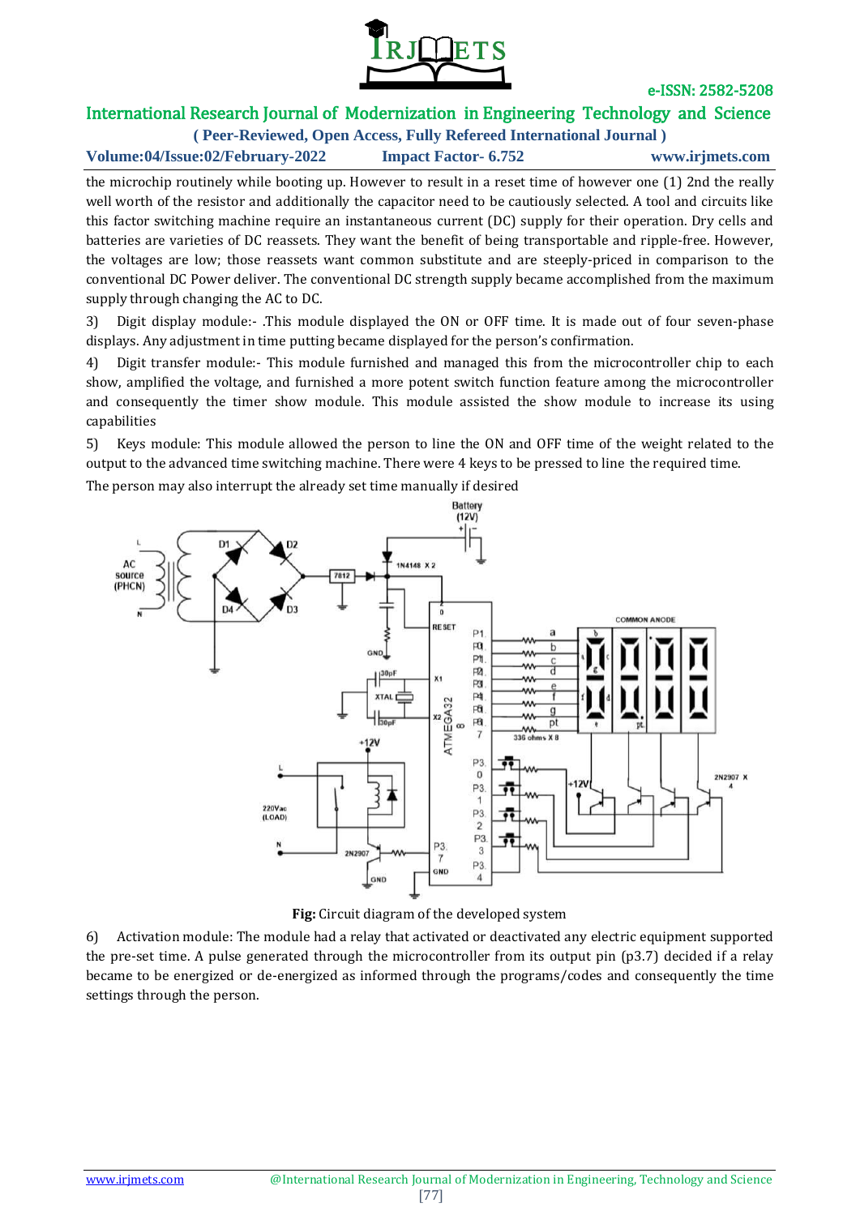the microchip routinely while booting up. However to result in a reset time of however one (1) 2nd the really well worth of the resistor and additionally the capacitor need to be cautiously selected. A tool and circuits like this factor switching machine require an instantaneous current (DC) supply for their operation. Dry cells and batteries are varieties of DC reassets. They want the benefit of being transportable and ripple-free. However, the voltages are low; those reassets want common substitute and are steeply-priced in comparison to the conventional DC Power deliver. The conventional DC strength supply became accomplished from the maximum supply through changing the AC to DC.

3) Digit display module:- .This module displayed the ON or OFF time. It is made out of four seven-phase displays. Any adjustment in time putting became displayed for the person's confirmation.

4) Digit transfer module:- This module furnished and managed this from the microcontroller chip to each show, amplified the voltage, and furnished a more potent switch function feature among the microcontroller and consequently the timer show module. This module assisted the show module to increase its using capabilities

5) Keys module: This module allowed the person to line the ON and OFF time of the weight related to the output to the advanced time switching machine. There were 4 keys to be pressed to line the required time.

The person may also interrupt the already set time manually if desired

**Fig:** Circuit diagram of the developed system

6) Activation module: The module had a relay that activated or deactivated any electric equipment supported the pre-set time. A pulse generated through the microcontroller from its output pin (p3.7) decided if a relay became to be energized or de-energized as informed through the programs/codes and consequently the time settings through the person.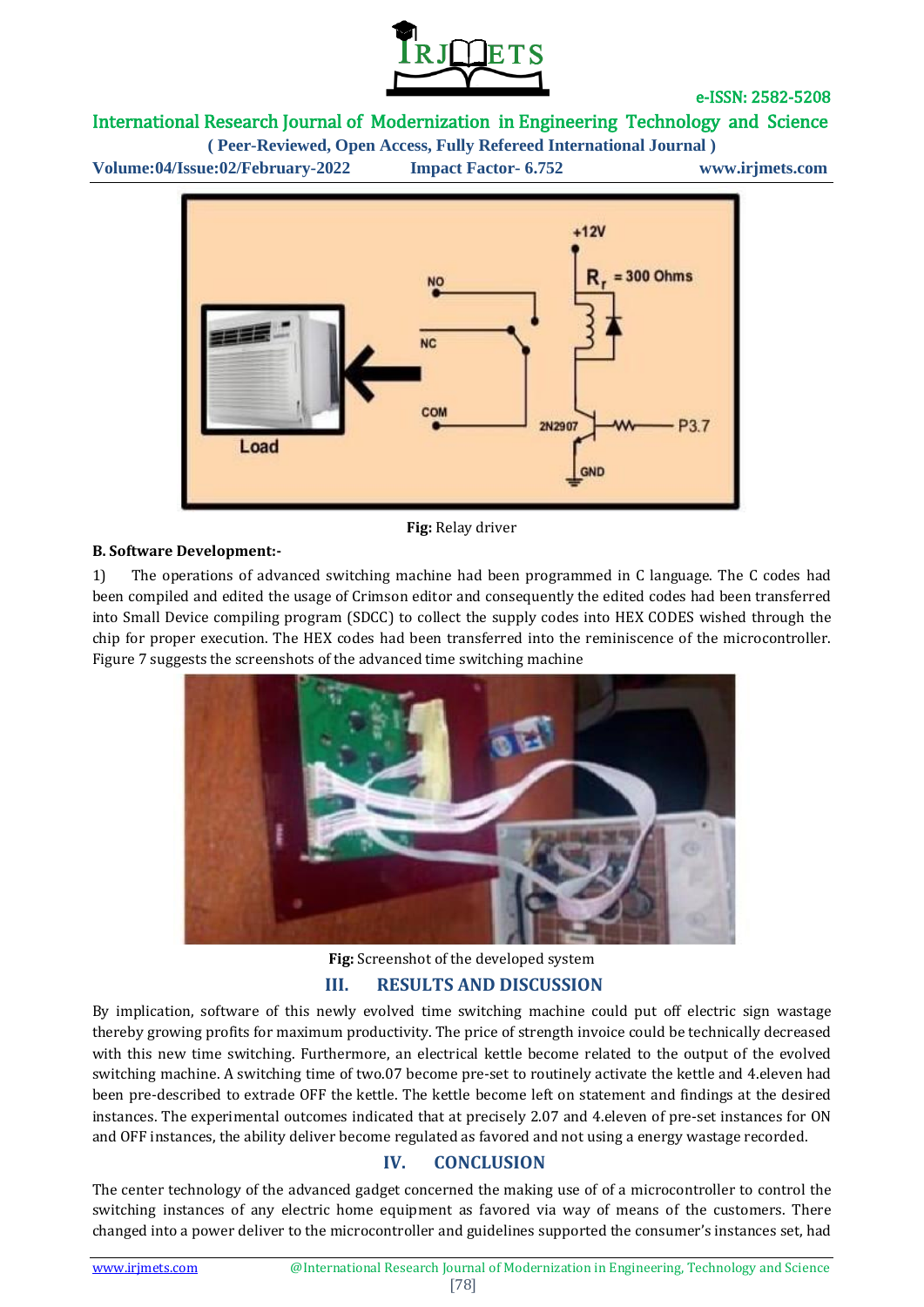**Fig:** Relay driver

**B. Software Development:-**

1) The operations of advanced switching machine had been programmed in C language. The C codes had been compiled and edited the usage of Crimson editor and consequently the edited codes had been transferred into Small Device compiling program (SDCC) to collect the supply codes into HEX CODES wished through the chip for proper execution. The HEX codes had been transferred into the reminiscence of the microcontroller. Figure 7 suggests the screenshots of the advanced time switching machine

**Fig:** Screenshot of the developed system

## III. RESULTS AND DISCUSSION

By implication, software of this newly evolved time switching machine could put off electric sign wastage thereby growing profits for maximum productivity. The price of strength invoice could be technically decreased with this new time switching. Furthermore, an electrical kettle become related to the output of the evolved switching machine. A switching time of two.07 become pre-set to routinely activate the kettle and 4.eleven had been pre-described to extrade OFF the kettle. The kettle become left on statement and findings at the desired instances. The experimental outcomes indicated that at precisely 2.07 and 4.eleven of pre-set instances for ON and OFF instances, the ability deliver become regulated as favored and not using a energy wastage recorded.

## IV. CONCLUSION

The center technology of the advanced gadget concerned the making use of of a microcontroller to control the switching instances of any electric home equipment as favored via way of means of the customers. There changed into a power deliver to the microcontroller and guidelines supported the consumer's instances set, had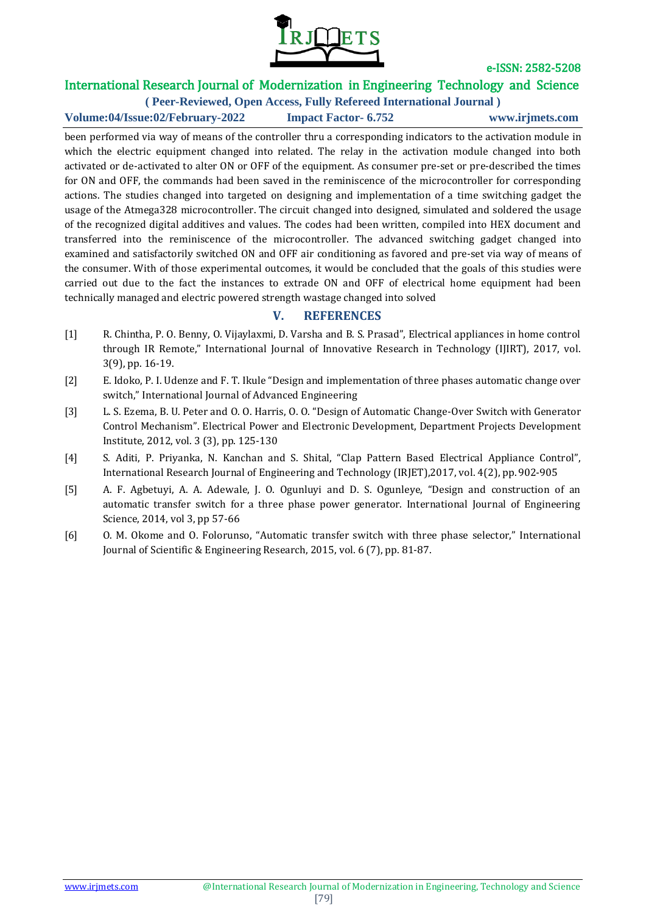been performed via way of means of the controller thru a corresponding indicators to the activation module in which the electric equipment changed into related. The relay in the activation module changed into both activated or de-activated to alter ON or OFF of the equipment. As consumer pre-set or pre-described the times for ON and OFF, the commands had been saved in the reminiscence of the microcontroller for corresponding actions. The studies changed into targeted on designing and implementation of a time switching gadget the usage of the Atmega328 microcontroller. The circuit changed into designed, simulated and soldered the usage of the recognized digital additives and values. The codes had been written, compiled into HEX document and transferred into the reminiscence of the microcontroller. The advanced switching gadget changed into examined and satisfactorily switched ON and OFF air conditioning as favored and pre-set via way of means of the consumer. With of those experimental outcomes, it would be concluded that the goals of this studies were carried out due to the fact the instances to extrade ON and OFF of electrical home equipment had been technically managed and electric powered strength wastage changed into solved

## V. REFERENCES

[1] R. Chintha, P. O. Benny, O. Vijaylaxmi, D. Varsha and B. S. Prasad", Electrical appliances in home control through IR Remote," International Journal of Innovative Research in Technology (IJIRT), 2017, vol. 3(9), pp. 16-19.

[2] E. Idoko, P. I. Udenze and F. T. Ikule "Design and implementation of three phases automatic change over switch," International Journal of Advanced Engineering

[3] L. S. Ezema, B. U. Peter and O. O. Harris, O. O. "Design of Automatic Change-Over Switch with Generator Control Mechanism". Electrical Power and Electronic Development, Department Projects Development Institute, 2012, vol. 3 (3), pp. 125-130

[4] S. Aditi, P. Priyanka, N. Kanchan and S. Shital, "Clap Pattern Based Electrical Appliance Control", International Research Journal of Engineering and Technology (IRJET),2017, vol. 4(2), pp. 902-905

[5] A. F. Agbetuyi, A. A. Adewale, J. O. Ogunluyi and D. S. Ogunleye, "Design and construction of an automatic transfer switch for a three phase power generator. International Journal of Engineering Science, 2014, vol 3, pp 57-66

[6] O. M. Okome and O. Folorunso, "Automatic transfer switch with three phase selector," International Journal of Scientific & Engineering Research, 2015, vol. 6 (7), pp. 81-87.